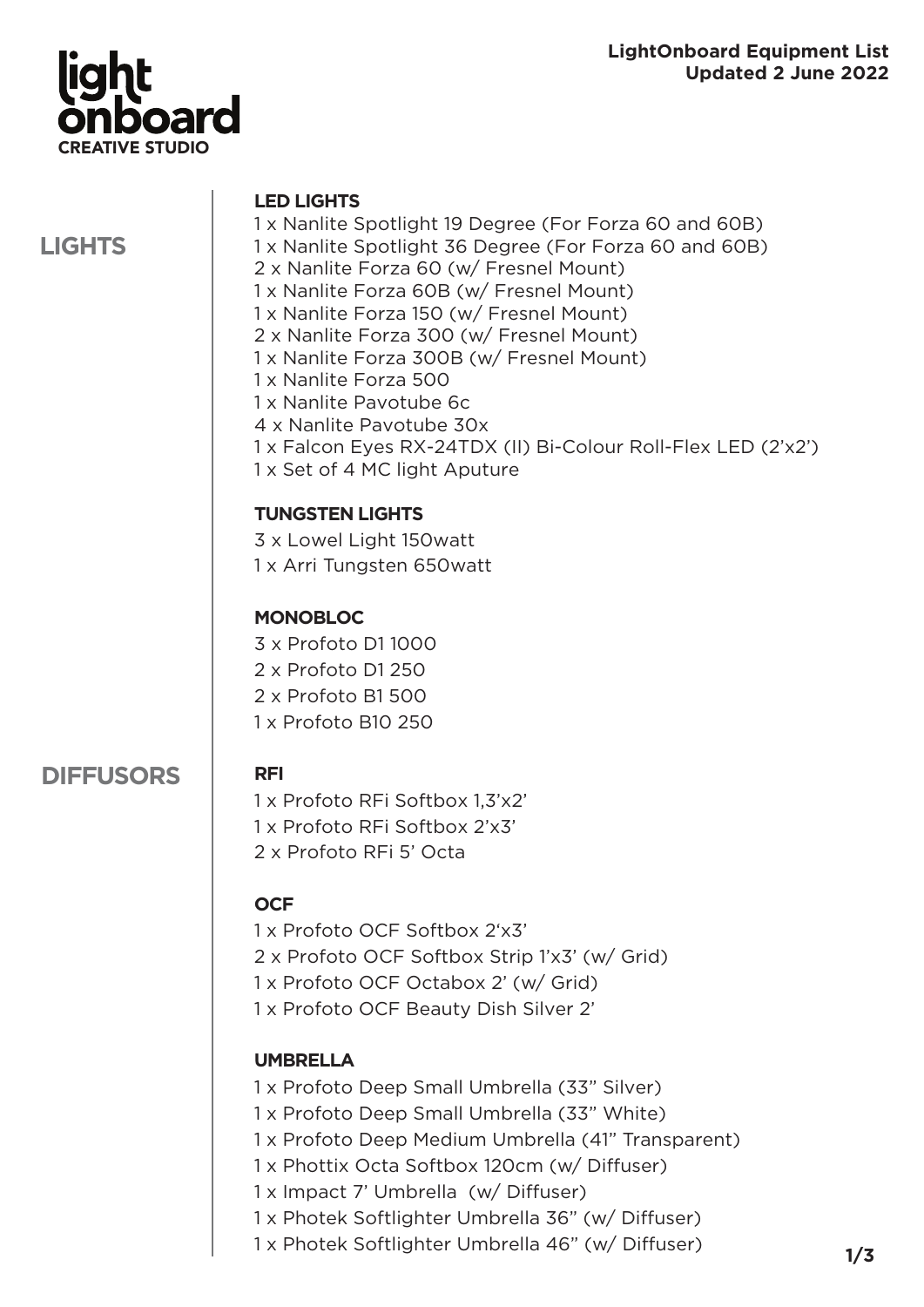**light onboard**
**CREATIVE STUDIO**

**LightOnboard Equipment List**
**Updated 2 June 2022**

# LIGHTS

### LED LIGHTS

1 x Nanlite Spotlight 19 Degree (For Forza 60 and 60B)
1 x Nanlite Spotlight 36 Degree (For Forza 60 and 60B)
2 x Nanlite Forza 60 (w/ Fresnel Mount)
1 x Nanlite Forza 60B (w/ Fresnel Mount)
1 x Nanlite Forza 150 (w/ Fresnel Mount)
2 x Nanlite Forza 300 (w/ Fresnel Mount)
1 x Nanlite Forza 300B (w/ Fresnel Mount)
1 x Nanlite Forza 500
1 x Nanlite Pavotube 6c
4 x Nanlite Pavotube 30x
1 x Falcon Eyes RX-24TDX (II) Bi-Colour Roll-Flex LED (2'x2')
1 x Set of 4 MC light Aputure

### TUNGSTEN LIGHTS

3 x Lowel Light 150watt
1 x Arri Tungsten 650watt

### MONOBLOC

3 x Profoto D1 1000
2 x Profoto D1 250
2 x Profoto B1 500
1 x Profoto B10 250

# DIFFUSORS

### RFI

1 x Profoto RFi Softbox 1,3'x2'
1 x Profoto RFi Softbox 2'x3'
2 x Profoto RFi 5' Octa

### OCF

1 x Profoto OCF Softbox 2'x3'
2 x Profoto OCF Softbox Strip 1'x3' (w/ Grid)
1 x Profoto OCF Octabox 2' (w/ Grid)
1 x Profoto OCF Beauty Dish Silver 2'

### UMBRELLA

1 x Profoto Deep Small Umbrella (33" Silver)
1 x Profoto Deep Small Umbrella (33" White)
1 x Profoto Deep Medium Umbrella (41" Transparent)
1 x Phottix Octa Softbox 120cm (w/ Diffuser)
1 x Impact 7' Umbrella (w/ Diffuser)
1 x Photek Softlighter Umbrella 36" (w/ Diffuser)
1 x Photek Softlighter Umbrella 46" (w/ Diffuser)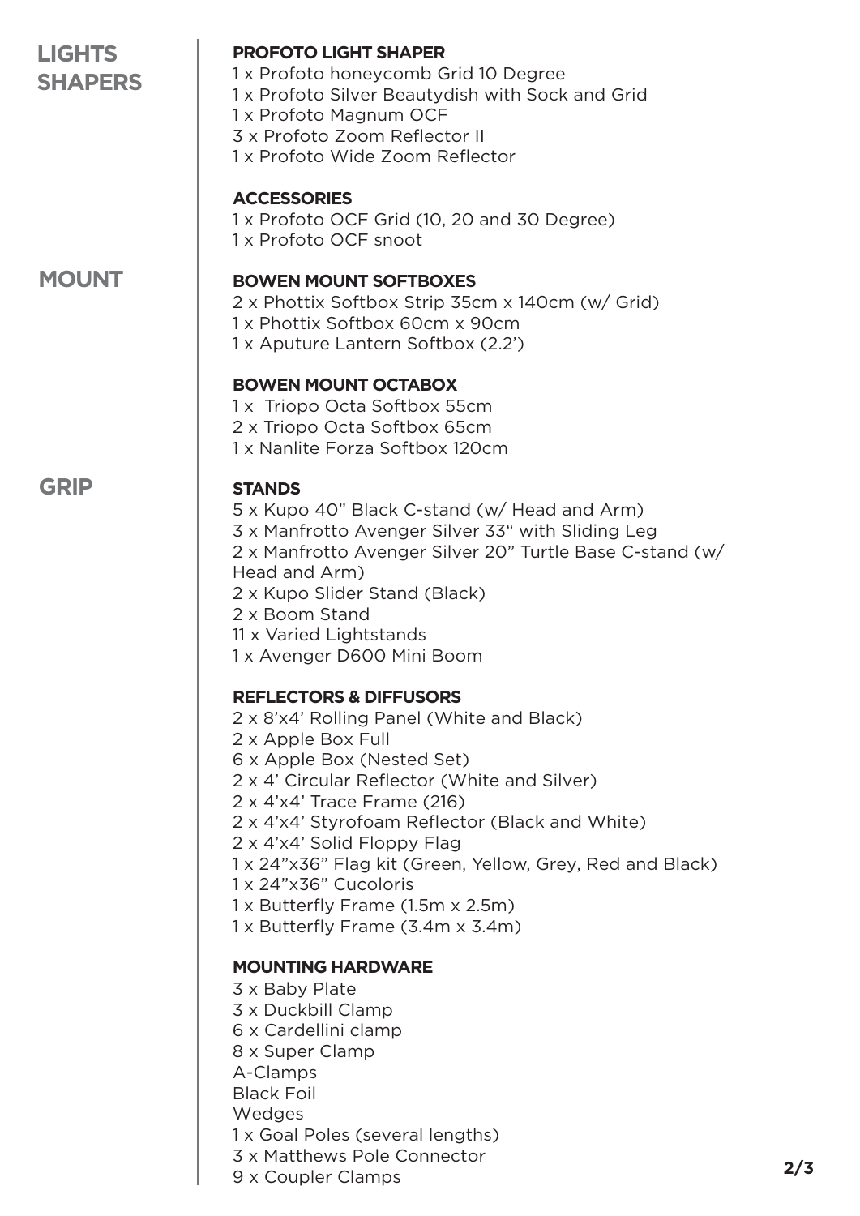## LIGHTS SHAPERS

### PROFOTO LIGHT SHAPER

1 x Profoto honeycomb Grid 10 Degree
1 x Profoto Silver Beautydish with Sock and Grid
1 x Profoto Magnum OCF
3 x Profoto Zoom Reflector II
1 x Profoto Wide Zoom Reflector

### ACCESSORIES

1 x Profoto OCF Grid (10, 20 and 30 Degree)
1 x Profoto OCF snoot

## MOUNT

### BOWEN MOUNT SOFTBOXES

2 x Phottix Softbox Strip 35cm x 140cm (w/ Grid)
1 x Phottix Softbox 60cm x 90cm
1 x Aputure Lantern Softbox (2.2')

### BOWEN MOUNT OCTABOX

1 x Triopo Octa Softbox 55cm
2 x Triopo Octa Softbox 65cm
1 x Nanlite Forza Softbox 120cm

## GRIP

### STANDS

5 x Kupo 40" Black C-stand (w/ Head and Arm)
3 x Manfrotto Avenger Silver 33" with Sliding Leg
2 x Manfrotto Avenger Silver 20" Turtle Base C-stand (w/ Head and Arm)
2 x Kupo Slider Stand (Black)
2 x Boom Stand
11 x Varied Lightstands
1 x Avenger D600 Mini Boom

### REFLECTORS & DIFFUSORS

2 x 8'x4' Rolling Panel (White and Black)
2 x Apple Box Full
6 x Apple Box (Nested Set)
2 x 4' Circular Reflector (White and Silver)
2 x 4'x4' Trace Frame (216)
2 x 4'x4' Styrofoam Reflector (Black and White)
2 x 4'x4' Solid Floppy Flag
1 x 24"x36" Flag kit (Green, Yellow, Grey, Red and Black)
1 x 24"x36" Cucoloris
1 x Butterfly Frame (1.5m x 2.5m)
1 x Butterfly Frame (3.4m x 3.4m)

### MOUNTING HARDWARE

3 x Baby Plate
3 x Duckbill Clamp
6 x Cardellini clamp
8 x Super Clamp
A-Clamps
Black Foil
Wedges
1 x Goal Poles (several lengths)
3 x Matthews Pole Connector
9 x Coupler Clamps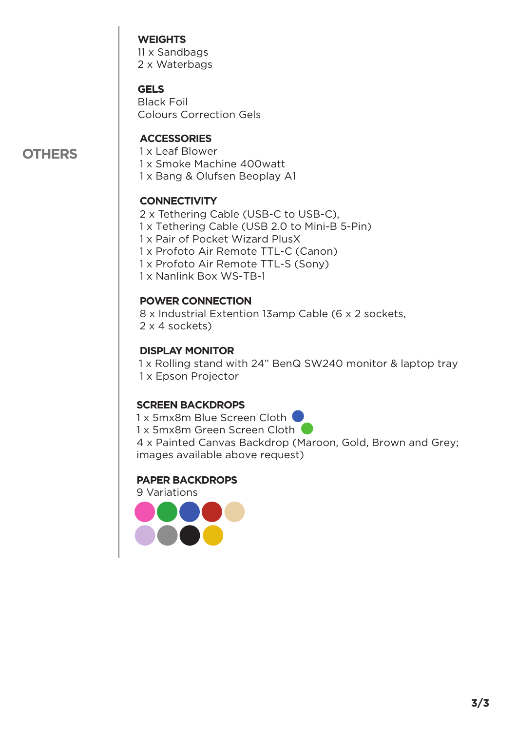## OTHERS

**WEIGHTS**
11 x Sandbags
2 x Waterbags

**GELS**
Black Foil
Colours Correction Gels

**ACCESSORIES**
1 x Leaf Blower
1 x Smoke Machine 400watt
1 x Bang & Olufsen Beoplay A1

**CONNECTIVITY**
2 x Tethering Cable (USB-C to USB-C),
1 x Tethering Cable (USB 2.0 to Mini-B 5-Pin)
1 x Pair of Pocket Wizard PlusX
1 x Profoto Air Remote TTL-C (Canon)
1 x Profoto Air Remote TTL-S (Sony)
1 x Nanlink Box WS-TB-1

**POWER CONNECTION**
8 x Industrial Extention 13amp Cable (6 x 2 sockets, 2 x 4 sockets)

**DISPLAY MONITOR**
1 x Rolling stand with 24" BenQ SW240 monitor & laptop tray
1 x Epson Projector

**SCREEN BACKDROPS**
1 x 5mx8m Blue Screen Cloth
1 x 5mx8m Green Screen Cloth
4 x Painted Canvas Backdrop (Maroon, Gold, Brown and Grey; images available above request)

**PAPER BACKDROPS**
9 Variations